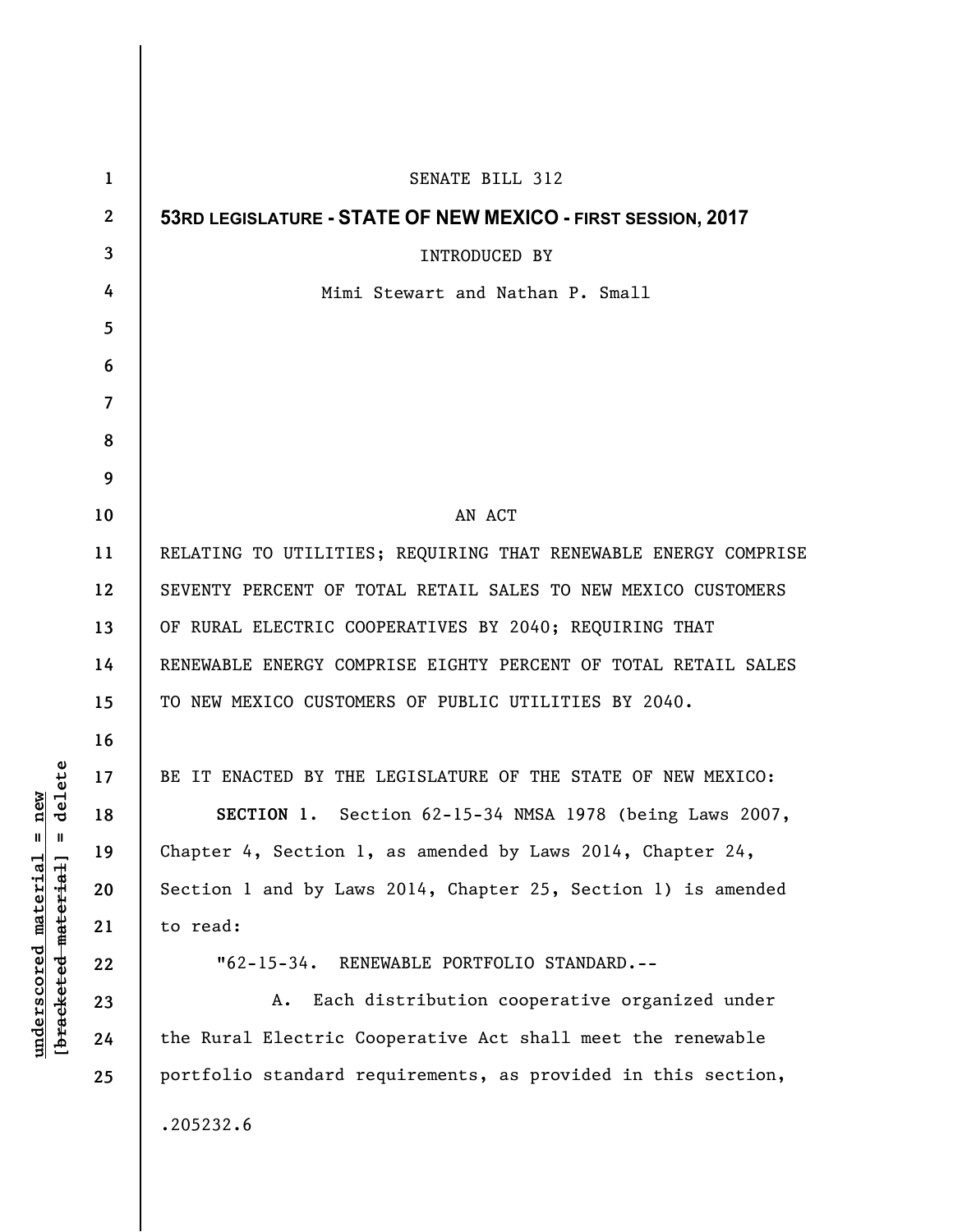SENATE BILL 312

**53RD LEGISLATURE - STATE OF NEW MEXICO - FIRST SESSION, 2017**

INTRODUCED BY

Mimi Stewart and Nathan P. Small

AN ACT

RELATING TO UTILITIES; REQUIRING THAT RENEWABLE ENERGY COMPRISE SEVENTY PERCENT OF TOTAL RETAIL SALES TO NEW MEXICO CUSTOMERS OF RURAL ELECTRIC COOPERATIVES BY 2040; REQUIRING THAT RENEWABLE ENERGY COMPRISE EIGHTY PERCENT OF TOTAL RETAIL SALES TO NEW MEXICO CUSTOMERS OF PUBLIC UTILITIES BY 2040.

BE IT ENACTED BY THE LEGISLATURE OF THE STATE OF NEW MEXICO:

**SECTION 1.** Section 62-15-34 NMSA 1978 (being Laws 2007, Chapter 4, Section 1, as amended by Laws 2014, Chapter 24, Section 1 and by Laws 2014, Chapter 25, Section 1) is amended to read:

"62-15-34. RENEWABLE PORTFOLIO STANDARD.--

A. Each distribution cooperative organized under the Rural Electric Cooperative Act shall meet the renewable portfolio standard requirements, as provided in this section,

.205232.6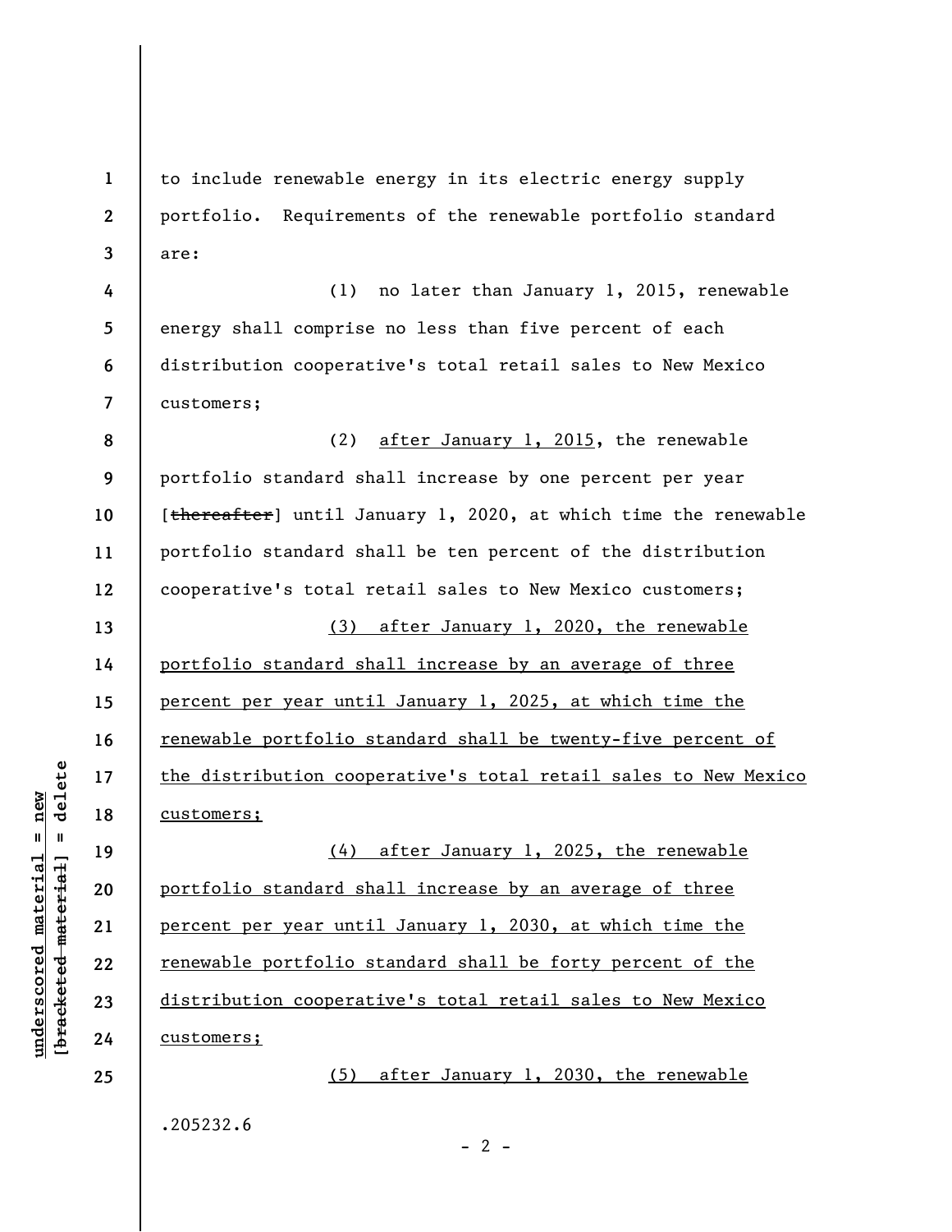to include renewable energy in its electric energy supply portfolio. Requirements of the renewable portfolio standard are:

(1) no later than January 1, 2015, renewable energy shall comprise no less than five percent of each distribution cooperative's total retail sales to New Mexico customers;

(2) <u>after January 1, 2015</u>, the renewable portfolio standard shall increase by one percent per year [~~thereafter~~] until January 1, 2020, at which time the renewable portfolio standard shall be ten percent of the distribution cooperative's total retail sales to New Mexico customers;

<u>(3) after January 1, 2020, the renewable portfolio standard shall increase by an average of three percent per year until January 1, 2025, at which time the renewable portfolio standard shall be twenty-five percent of the distribution cooperative's total retail sales to New Mexico customers;</u>

<u>(4) after January 1, 2025, the renewable portfolio standard shall increase by an average of three percent per year until January 1, 2030, at which time the renewable portfolio standard shall be forty percent of the distribution cooperative's total retail sales to New Mexico customers;</u>

<u>(5) after January 1, 2030, the renewable</u>

.205232.6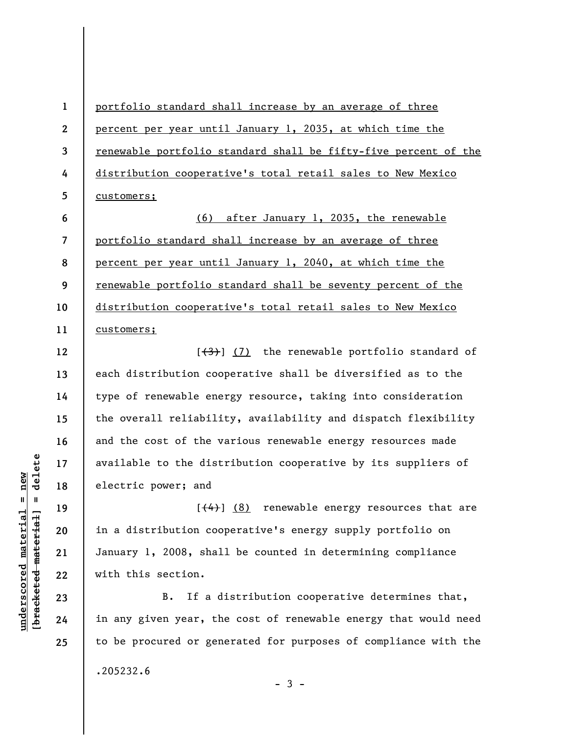portfolio standard shall increase by an average of three percent per year until January 1, 2035, at which time the renewable portfolio standard shall be fifty-five percent of the distribution cooperative's total retail sales to New Mexico customers;

(6) after January 1, 2035, the renewable portfolio standard shall increase by an average of three percent per year until January 1, 2040, at which time the renewable portfolio standard shall be seventy percent of the distribution cooperative's total retail sales to New Mexico customers;

[~~(3)~~] (7) the renewable portfolio standard of each distribution cooperative shall be diversified as to the type of renewable energy resource, taking into consideration the overall reliability, availability and dispatch flexibility and the cost of the various renewable energy resources made available to the distribution cooperative by its suppliers of electric power; and

[~~(4)~~] (8) renewable energy resources that are in a distribution cooperative's energy supply portfolio on January 1, 2008, shall be counted in determining compliance with this section.

B. If a distribution cooperative determines that, in any given year, the cost of renewable energy that would need to be procured or generated for purposes of compliance with the

.205232.6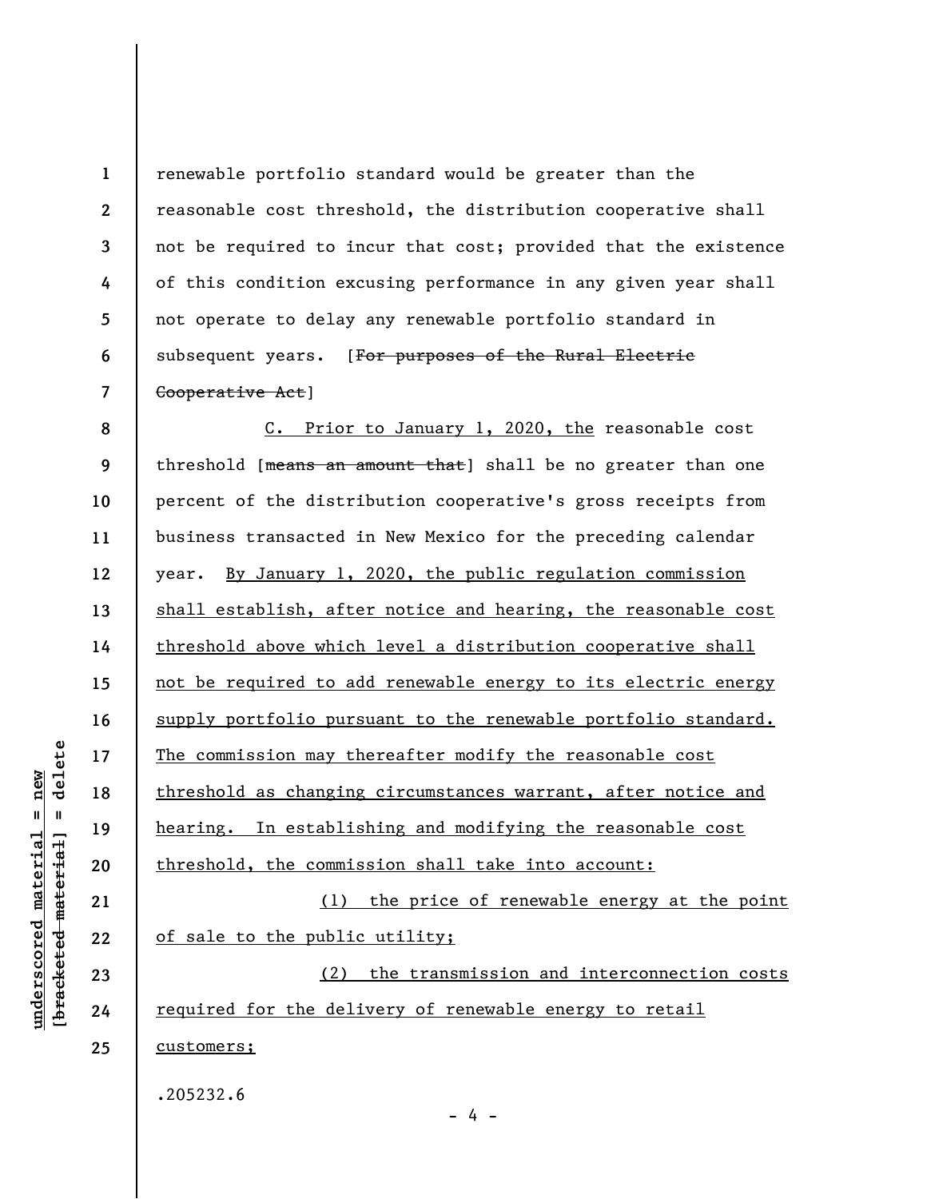renewable portfolio standard would be greater than the reasonable cost threshold, the distribution cooperative shall not be required to incur that cost; provided that the existence of this condition excusing performance in any given year shall not operate to delay any renewable portfolio standard in subsequent years. [~~For purposes of the Rural Electric Cooperative Act~~]

C. Prior to January 1, 2020, the reasonable cost threshold [~~means an amount that~~] shall be no greater than one percent of the distribution cooperative's gross receipts from business transacted in New Mexico for the preceding calendar year. By January 1, 2020, the public regulation commission shall establish, after notice and hearing, the reasonable cost threshold above which level a distribution cooperative shall not be required to add renewable energy to its electric energy supply portfolio pursuant to the renewable portfolio standard. The commission may thereafter modify the reasonable cost threshold as changing circumstances warrant, after notice and hearing. In establishing and modifying the reasonable cost threshold, the commission shall take into account:

(1) the price of renewable energy at the point of sale to the public utility;

(2) the transmission and interconnection costs required for the delivery of renewable energy to retail customers;

.205232.6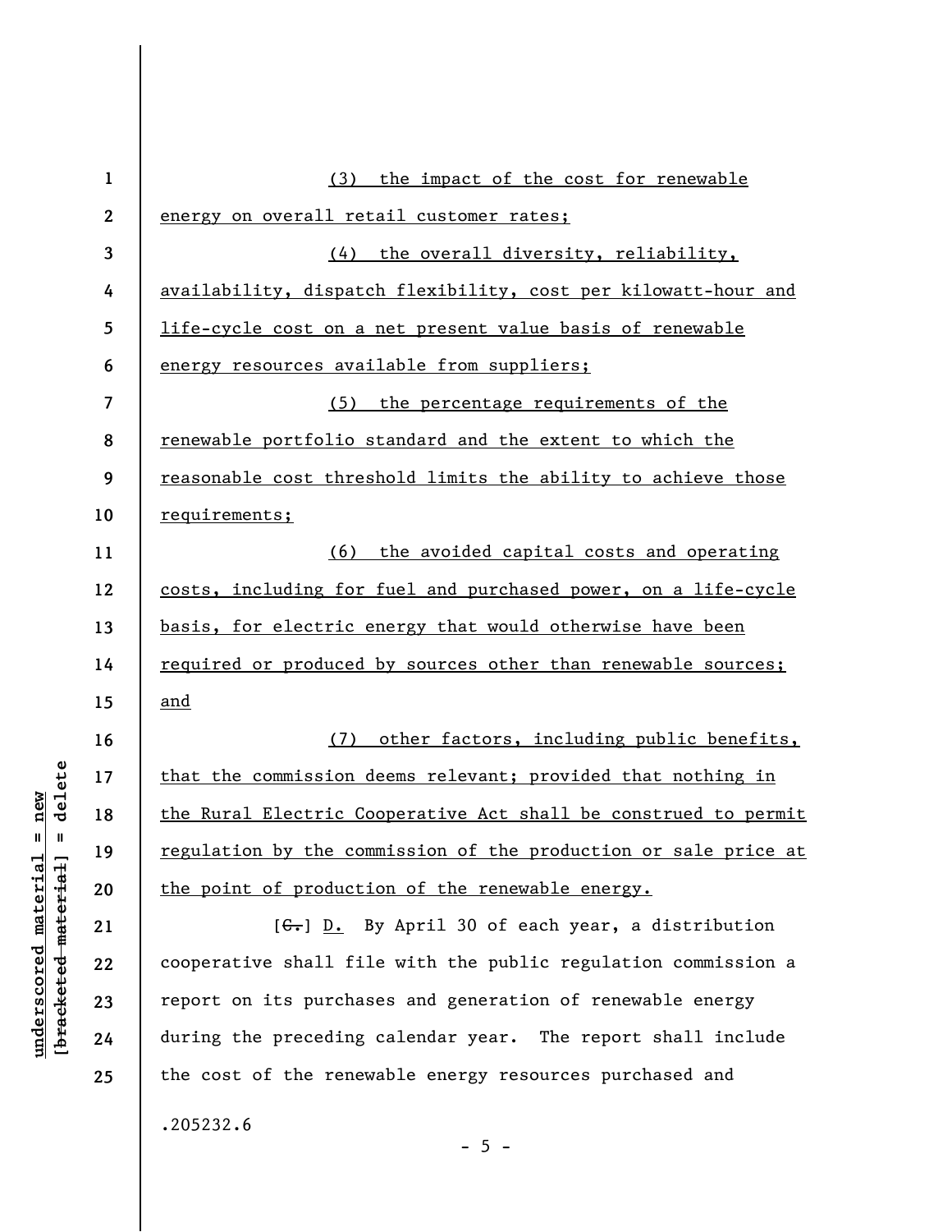(3) the impact of the cost for renewable energy on overall retail customer rates;

(4) the overall diversity, reliability, availability, dispatch flexibility, cost per kilowatt-hour and life-cycle cost on a net present value basis of renewable energy resources available from suppliers;

(5) the percentage requirements of the renewable portfolio standard and the extent to which the reasonable cost threshold limits the ability to achieve those requirements;

(6) the avoided capital costs and operating costs, including for fuel and purchased power, on a life-cycle basis, for electric energy that would otherwise have been required or produced by sources other than renewable sources; and

(7) other factors, including public benefits, that the commission deems relevant; provided that nothing in the Rural Electric Cooperative Act shall be construed to permit regulation by the commission of the production or sale price at the point of production of the renewable energy.

[~~C.~~] D. By April 30 of each year, a distribution cooperative shall file with the public regulation commission a report on its purchases and generation of renewable energy during the preceding calendar year. The report shall include the cost of the renewable energy resources purchased and

.205232.6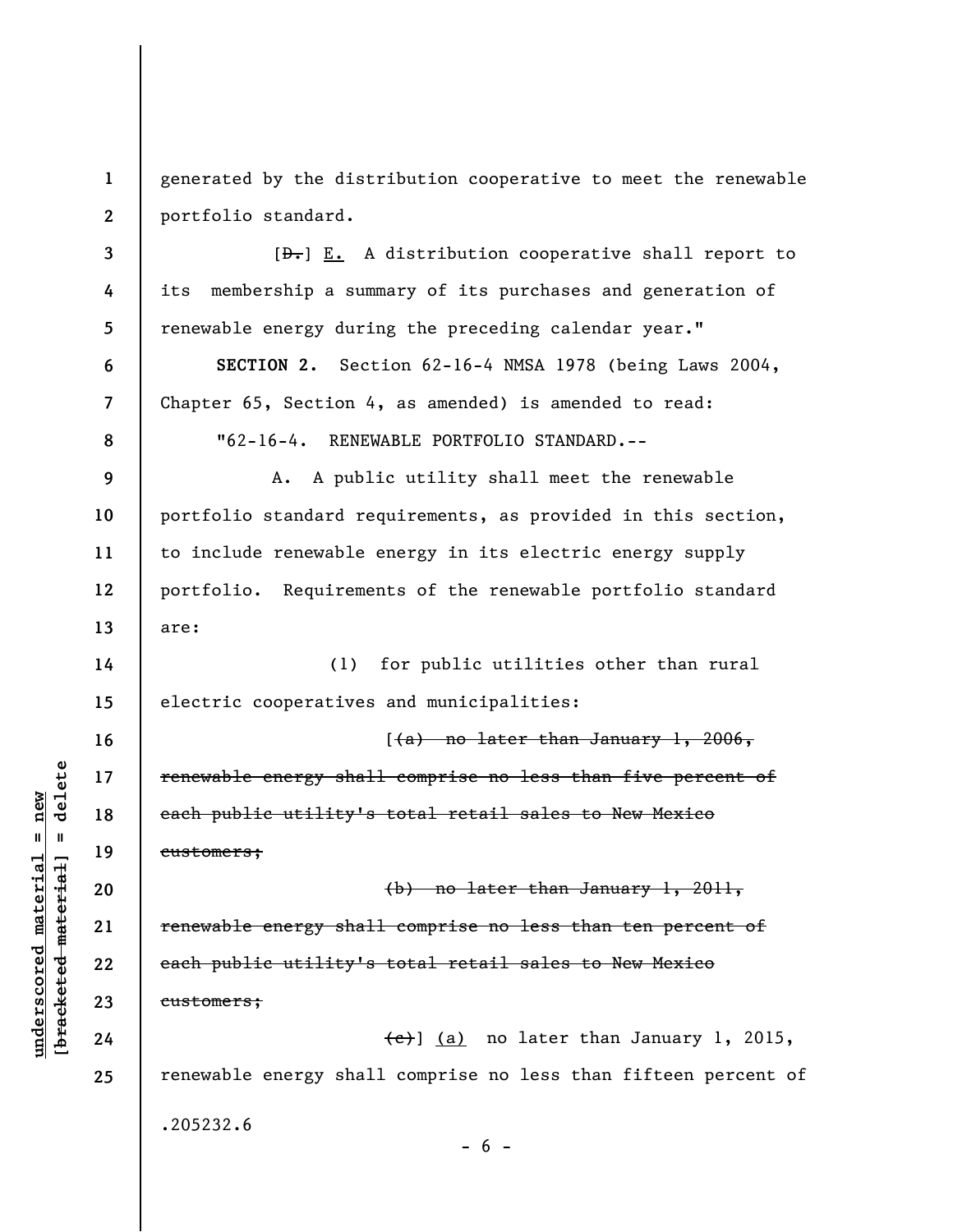generated by the distribution cooperative to meet the renewable portfolio standard.

[~~D.~~] <u>E.</u> A distribution cooperative shall report to its membership a summary of its purchases and generation of renewable energy during the preceding calendar year."

**SECTION 2.** Section 62-16-4 NMSA 1978 (being Laws 2004, Chapter 65, Section 4, as amended) is amended to read:

"62-16-4. RENEWABLE PORTFOLIO STANDARD.--

A. A public utility shall meet the renewable portfolio standard requirements, as provided in this section, to include renewable energy in its electric energy supply portfolio. Requirements of the renewable portfolio standard are:

(1) for public utilities other than rural electric cooperatives and municipalities:

[~~(a) no later than January 1, 2006, renewable energy shall comprise no less than five percent of each public utility's total retail sales to New Mexico customers;~~

~~(b) no later than January 1, 2011, renewable energy shall comprise no less than ten percent of each public utility's total retail sales to New Mexico customers;~~

~~(c)~~] <u>(a)</u> no later than January 1, 2015, renewable energy shall comprise no less than fifteen percent of

.205232.6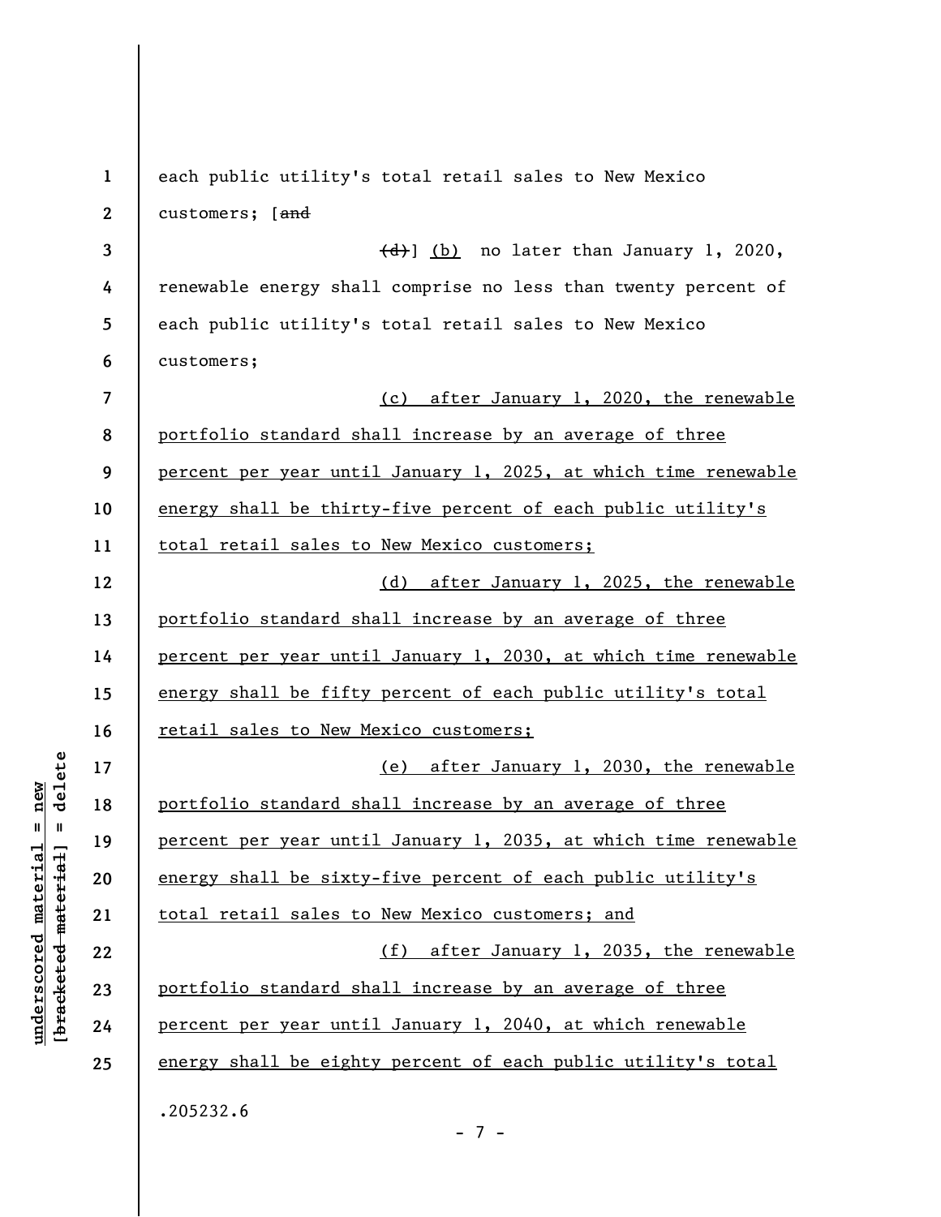each public utility's total retail sales to New Mexico customers; [~~and~~

~~(d)~~] <u>(b)</u> no later than January 1, 2020, renewable energy shall comprise no less than twenty percent of each public utility's total retail sales to New Mexico customers;

<u>(c) after January 1, 2020, the renewable portfolio standard shall increase by an average of three percent per year until January 1, 2025, at which time renewable energy shall be thirty-five percent of each public utility's total retail sales to New Mexico customers;</u>

<u>(d) after January 1, 2025, the renewable portfolio standard shall increase by an average of three percent per year until January 1, 2030, at which time renewable energy shall be fifty percent of each public utility's total retail sales to New Mexico customers;</u>

<u>(e) after January 1, 2030, the renewable portfolio standard shall increase by an average of three percent per year until January 1, 2035, at which time renewable energy shall be sixty-five percent of each public utility's total retail sales to New Mexico customers; and</u>

<u>(f) after January 1, 2035, the renewable portfolio standard shall increase by an average of three percent per year until January 1, 2040, at which renewable energy shall be eighty percent of each public utility's total</u>

.205232.6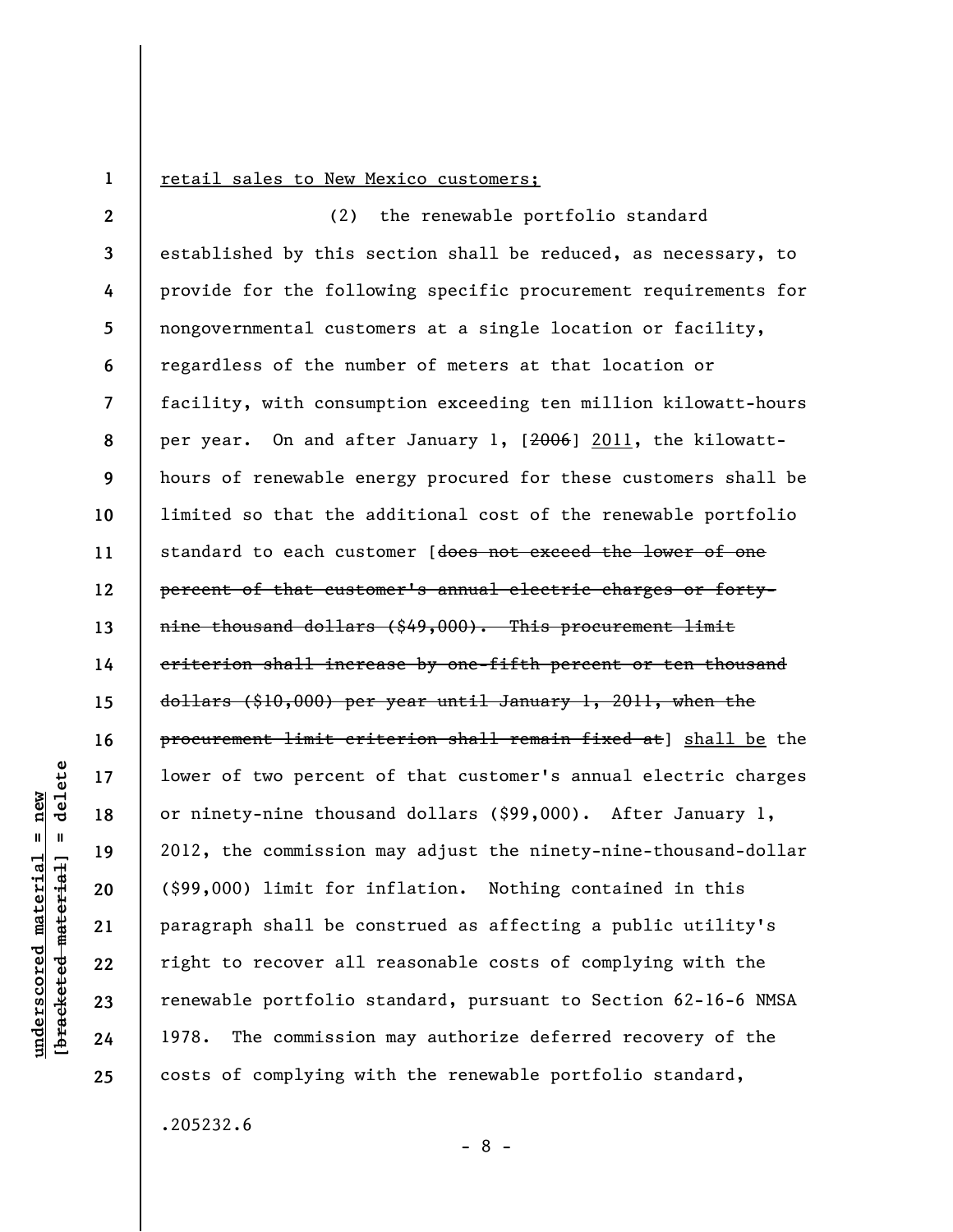retail sales to New Mexico customers;

(2) the renewable portfolio standard established by this section shall be reduced, as necessary, to provide for the following specific procurement requirements for nongovernmental customers at a single location or facility, regardless of the number of meters at that location or facility, with consumption exceeding ten million kilowatt-hours per year. On and after January 1, [~~2006~~] 2011, the kilowatt-hours of renewable energy procured for these customers shall be limited so that the additional cost of the renewable portfolio standard to each customer [~~does not exceed the lower of one percent of that customer's annual electric charges or forty-nine thousand dollars ($49,000). This procurement limit criterion shall increase by one-fifth percent or ten thousand dollars ($10,000) per year until January 1, 2011, when the procurement limit criterion shall remain fixed at~~] shall be the lower of two percent of that customer's annual electric charges or ninety-nine thousand dollars ($99,000). After January 1, 2012, the commission may adjust the ninety-nine-thousand-dollar ($99,000) limit for inflation. Nothing contained in this paragraph shall be construed as affecting a public utility's right to recover all reasonable costs of complying with the renewable portfolio standard, pursuant to Section 62-16-6 NMSA 1978. The commission may authorize deferred recovery of the costs of complying with the renewable portfolio standard,

.205232.6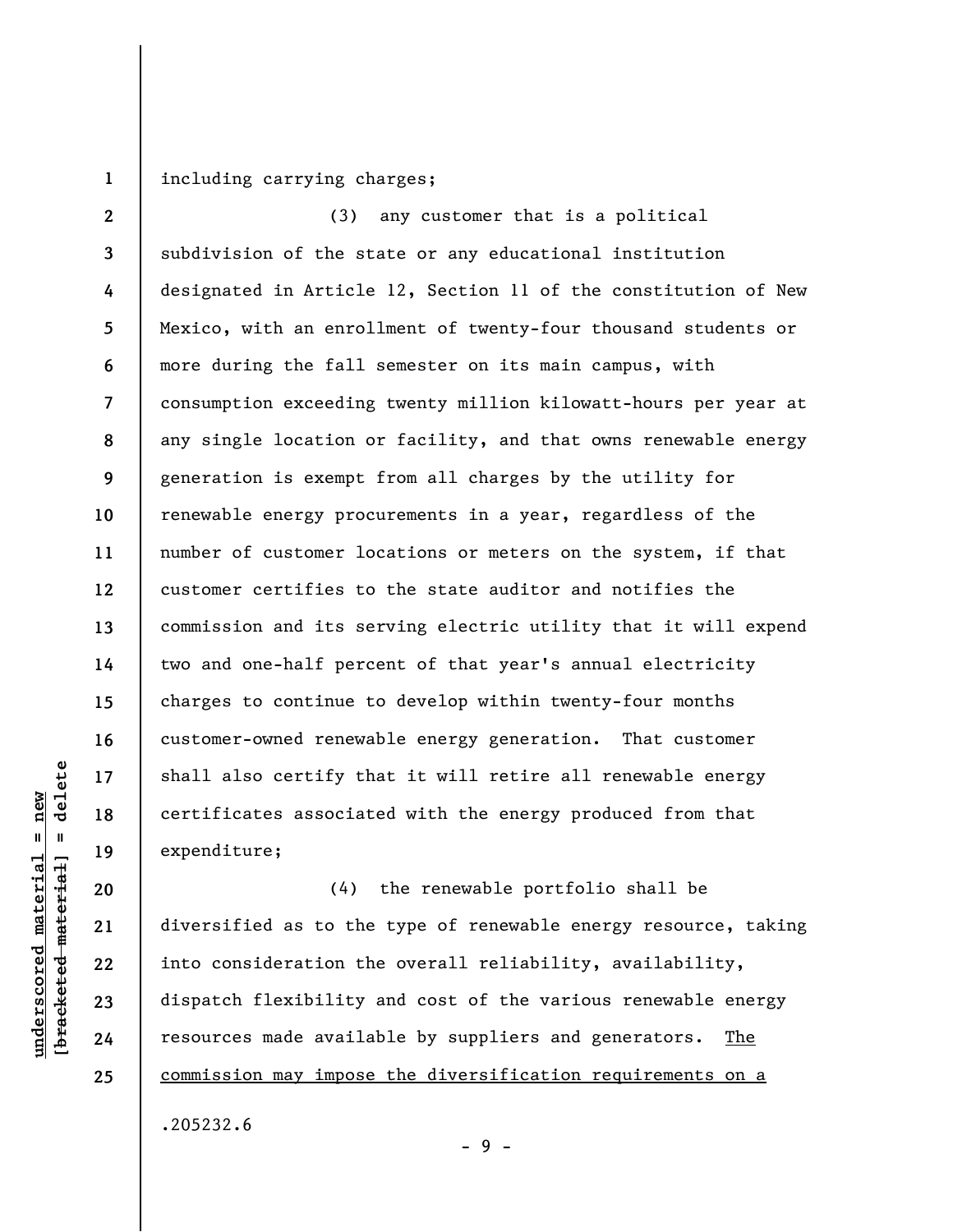including carrying charges;

(3) any customer that is a political subdivision of the state or any educational institution designated in Article 12, Section 11 of the constitution of New Mexico, with an enrollment of twenty-four thousand students or more during the fall semester on its main campus, with consumption exceeding twenty million kilowatt-hours per year at any single location or facility, and that owns renewable energy generation is exempt from all charges by the utility for renewable energy procurements in a year, regardless of the number of customer locations or meters on the system, if that customer certifies to the state auditor and notifies the commission and its serving electric utility that it will expend two and one-half percent of that year's annual electricity charges to continue to develop within twenty-four months customer-owned renewable energy generation. That customer shall also certify that it will retire all renewable energy certificates associated with the energy produced from that expenditure;

(4) the renewable portfolio shall be diversified as to the type of renewable energy resource, taking into consideration the overall reliability, availability, dispatch flexibility and cost of the various renewable energy resources made available by suppliers and generators. <u>The commission may impose the diversification requirements on a</u>

.205232.6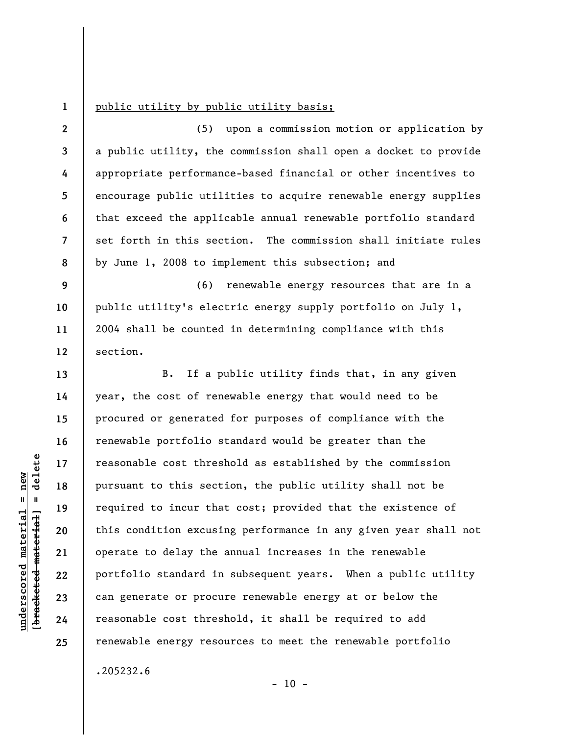public utility by public utility basis;

(5) upon a commission motion or application by a public utility, the commission shall open a docket to provide appropriate performance-based financial or other incentives to encourage public utilities to acquire renewable energy supplies that exceed the applicable annual renewable portfolio standard set forth in this section. The commission shall initiate rules by June 1, 2008 to implement this subsection; and

(6) renewable energy resources that are in a public utility's electric energy supply portfolio on July 1, 2004 shall be counted in determining compliance with this section.

B. If a public utility finds that, in any given year, the cost of renewable energy that would need to be procured or generated for purposes of compliance with the renewable portfolio standard would be greater than the reasonable cost threshold as established by the commission pursuant to this section, the public utility shall not be required to incur that cost; provided that the existence of this condition excusing performance in any given year shall not operate to delay the annual increases in the renewable portfolio standard in subsequent years. When a public utility can generate or procure renewable energy at or below the reasonable cost threshold, it shall be required to add renewable energy resources to meet the renewable portfolio

.205232.6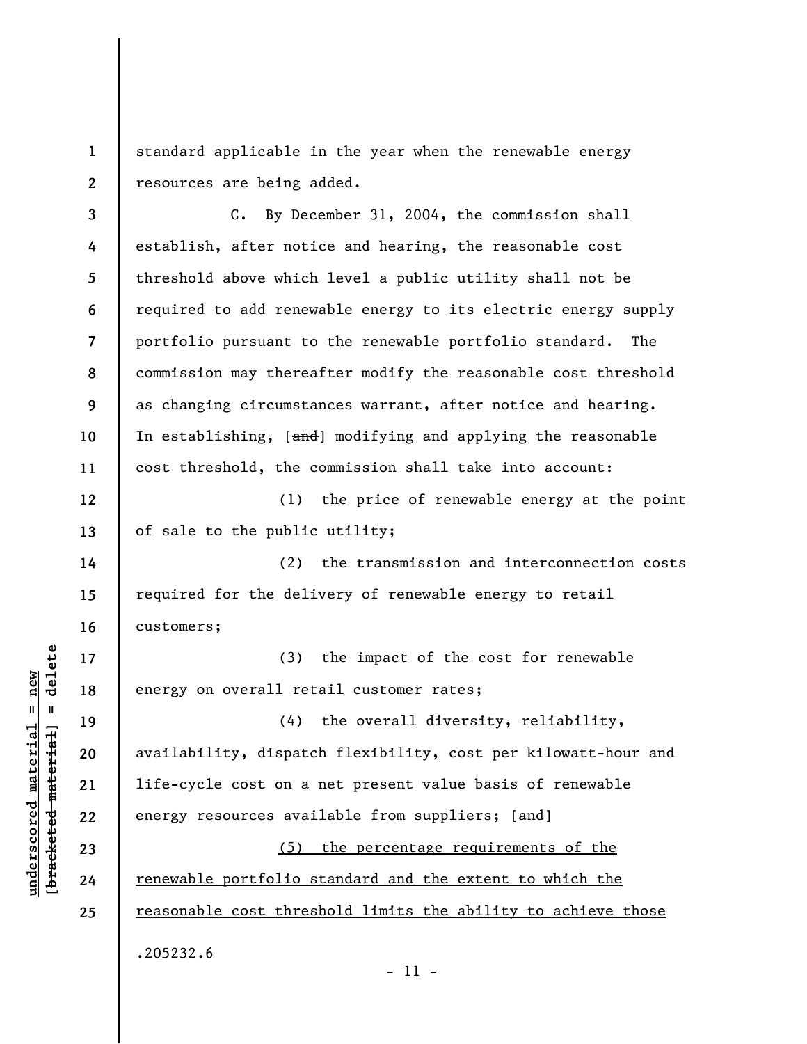standard applicable in the year when the renewable energy resources are being added.

C. By December 31, 2004, the commission shall establish, after notice and hearing, the reasonable cost threshold above which level a public utility shall not be required to add renewable energy to its electric energy supply portfolio pursuant to the renewable portfolio standard. The commission may thereafter modify the reasonable cost threshold as changing circumstances warrant, after notice and hearing. In establishing, [~~and~~] modifying and applying the reasonable cost threshold, the commission shall take into account:

(1) the price of renewable energy at the point of sale to the public utility;

(2) the transmission and interconnection costs required for the delivery of renewable energy to retail customers;

(3) the impact of the cost for renewable energy on overall retail customer rates;

(4) the overall diversity, reliability, availability, dispatch flexibility, cost per kilowatt-hour and life-cycle cost on a net present value basis of renewable energy resources available from suppliers; [~~and~~]

(5) the percentage requirements of the renewable portfolio standard and the extent to which the reasonable cost threshold limits the ability to achieve those

.205232.6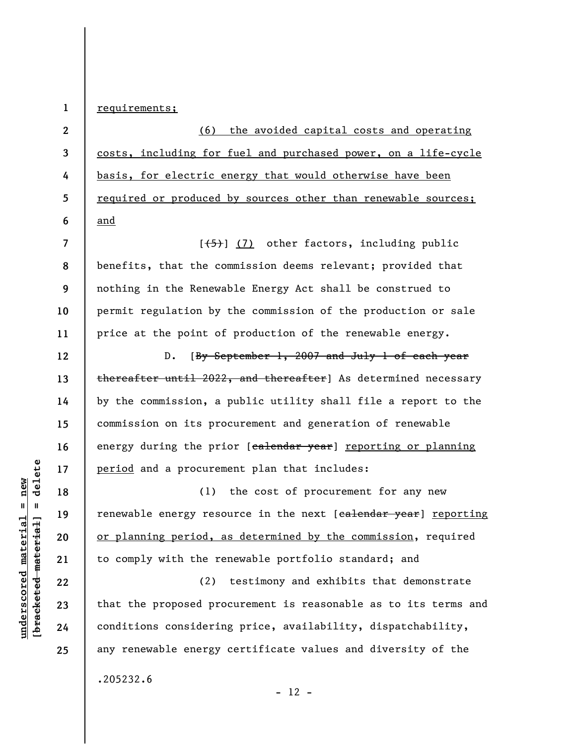requirements;

(6) the avoided capital costs and operating costs, including for fuel and purchased power, on a life-cycle basis, for electric energy that would otherwise have been required or produced by sources other than renewable sources; and

[~~(5)~~] (7) other factors, including public benefits, that the commission deems relevant; provided that nothing in the Renewable Energy Act shall be construed to permit regulation by the commission of the production or sale price at the point of production of the renewable energy.

D. [~~By September 1, 2007 and July 1 of each year thereafter until 2022, and thereafter~~] As determined necessary by the commission, a public utility shall file a report to the commission on its procurement and generation of renewable energy during the prior [~~calendar year~~] reporting or planning period and a procurement plan that includes:

(1) the cost of procurement for any new renewable energy resource in the next [~~calendar year~~] reporting or planning period, as determined by the commission, required to comply with the renewable portfolio standard; and

(2) testimony and exhibits that demonstrate that the proposed procurement is reasonable as to its terms and conditions considering price, availability, dispatchability, any renewable energy certificate values and diversity of the

.205232.6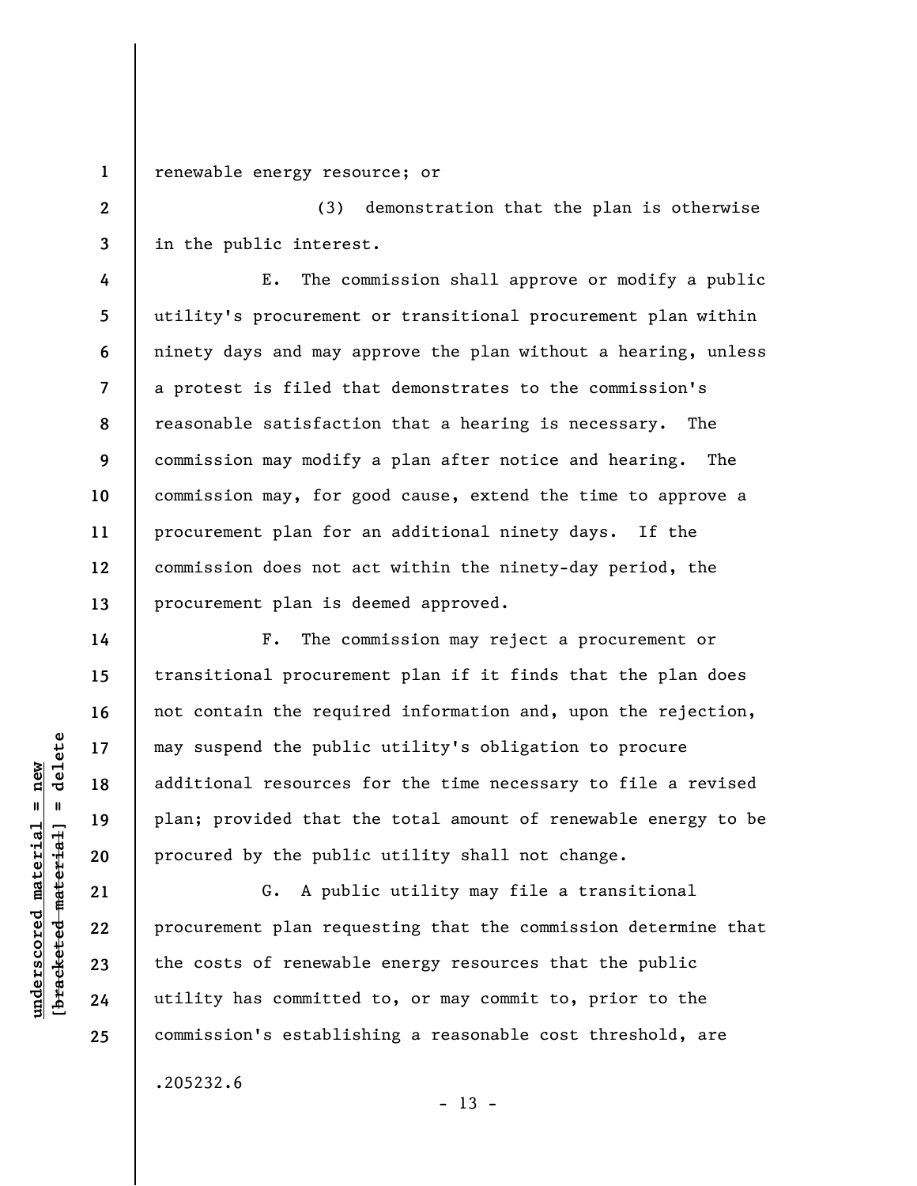renewable energy resource; or

(3) demonstration that the plan is otherwise in the public interest.

E. The commission shall approve or modify a public utility's procurement or transitional procurement plan within ninety days and may approve the plan without a hearing, unless a protest is filed that demonstrates to the commission's reasonable satisfaction that a hearing is necessary. The commission may modify a plan after notice and hearing. The commission may, for good cause, extend the time to approve a procurement plan for an additional ninety days. If the commission does not act within the ninety-day period, the procurement plan is deemed approved.

F. The commission may reject a procurement or transitional procurement plan if it finds that the plan does not contain the required information and, upon the rejection, may suspend the public utility's obligation to procure additional resources for the time necessary to file a revised plan; provided that the total amount of renewable energy to be procured by the public utility shall not change.

G. A public utility may file a transitional procurement plan requesting that the commission determine that the costs of renewable energy resources that the public utility has committed to, or may commit to, prior to the commission's establishing a reasonable cost threshold, are

.205232.6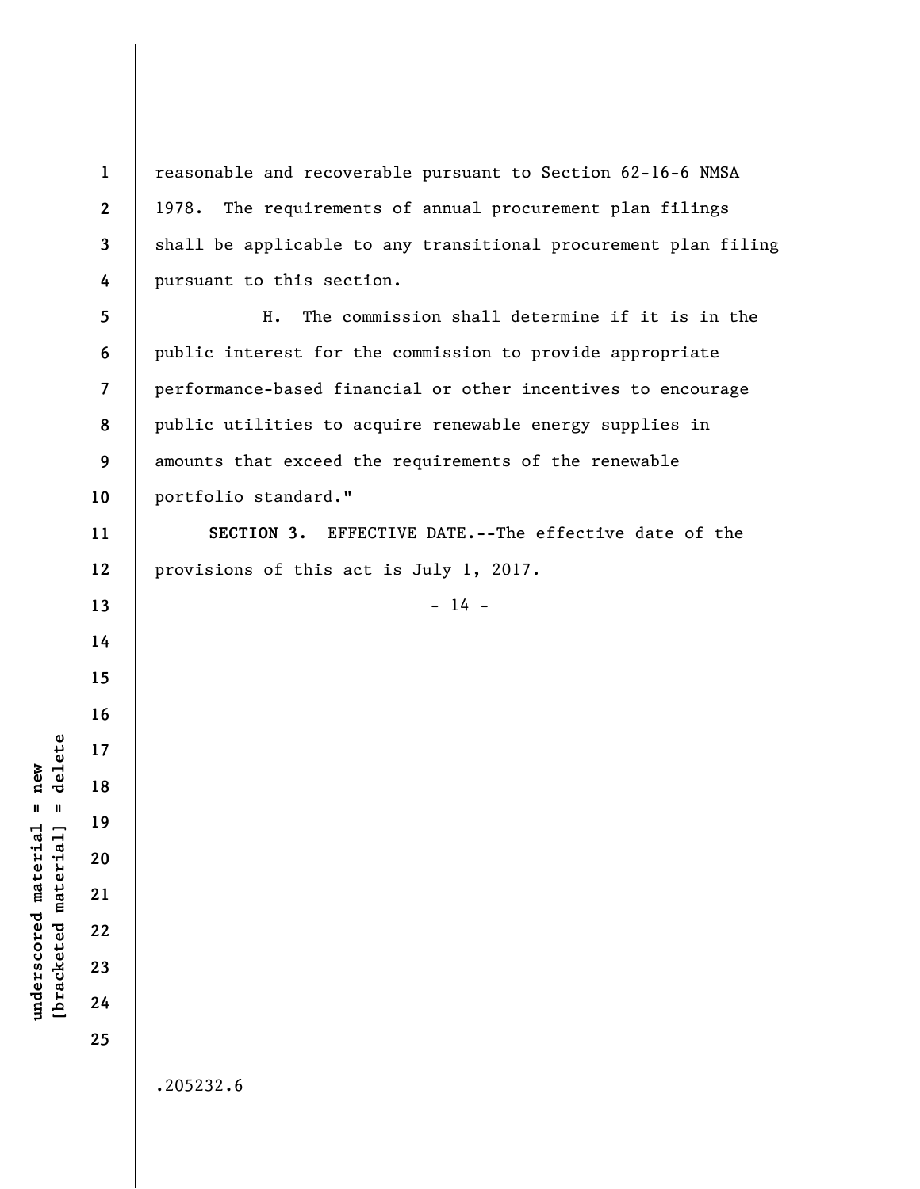reasonable and recoverable pursuant to Section 62-16-6 NMSA 1978. The requirements of annual procurement plan filings shall be applicable to any transitional procurement plan filing pursuant to this section.

H. The commission shall determine if it is in the public interest for the commission to provide appropriate performance-based financial or other incentives to encourage public utilities to acquire renewable energy supplies in amounts that exceed the requirements of the renewable portfolio standard."

**SECTION 3.** EFFECTIVE DATE.--The effective date of the provisions of this act is July 1, 2017.

.205232.6